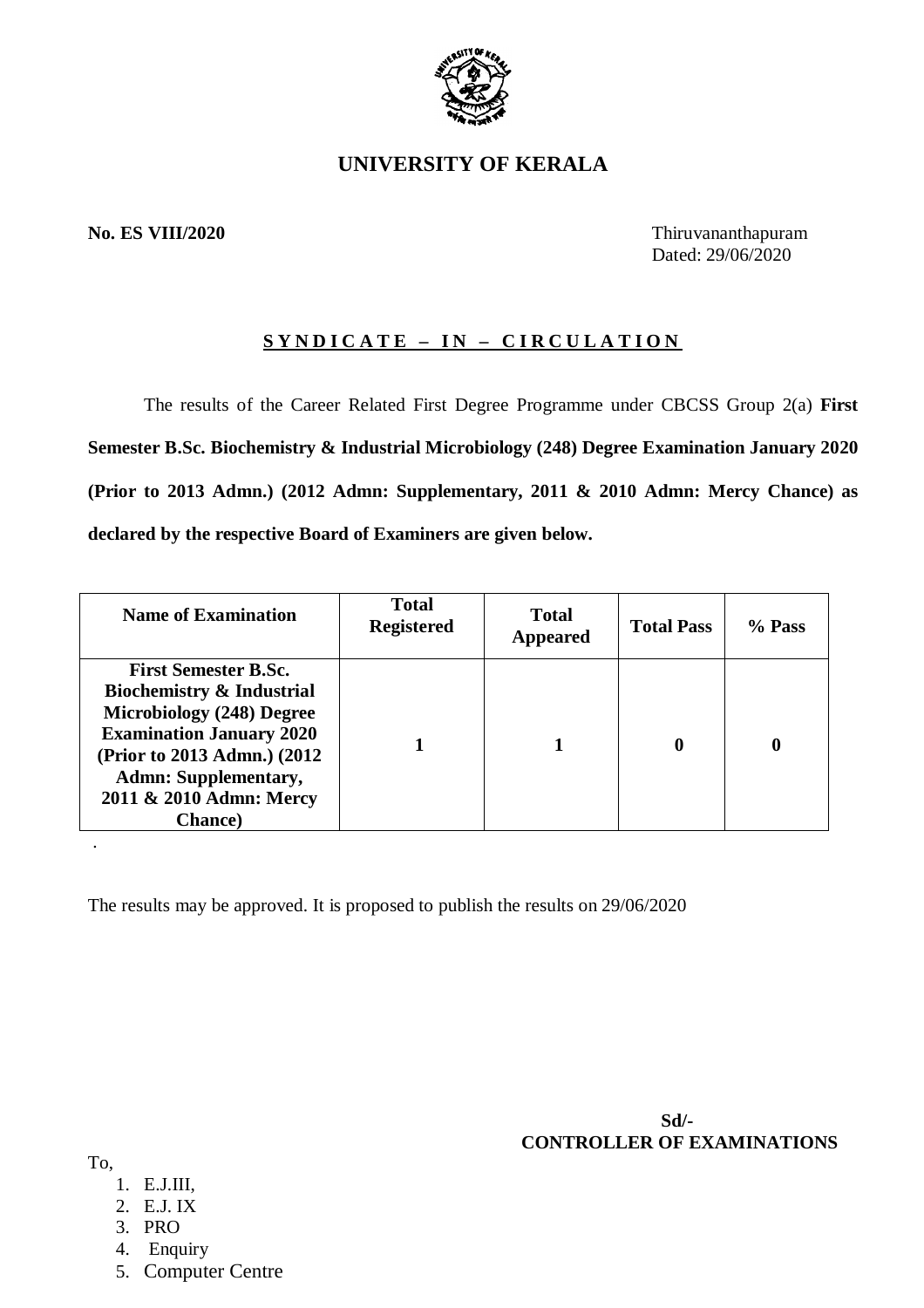# UNIVERSITY OF KERALA

**No. ES VIII/2020**

Thiruvananthapuram
Dated: 29/06/2020

## SYNDICATE – IN – CIRCULATION

The results of the Career Related First Degree Programme under CBCSS Group 2(a) **First Semester B.Sc. Biochemistry & Industrial Microbiology (248) Degree Examination January 2020 (Prior to 2013 Admn.) (2012 Admn: Supplementary, 2011 & 2010 Admn: Mercy Chance) as declared by the respective Board of Examiners are given below.**

| Name of Examination | Total Registered | Total Appeared | Total Pass | % Pass |
|---|---|---|---|---|
| **First Semester B.Sc. Biochemistry & Industrial Microbiology (248) Degree Examination January 2020 (Prior to 2013 Admn.) (2012 Admn: Supplementary, 2011 & 2010 Admn: Mercy Chance)** | **1** | **1** | **0** | **0** |

.

The results may be approved. It is proposed to publish the results on 29/06/2020

**Sd/-**
**CONTROLLER OF EXAMINATIONS**

To,

1. E.J.III,
2. E.J. IX
3. PRO
4. Enquiry
5. Computer Centre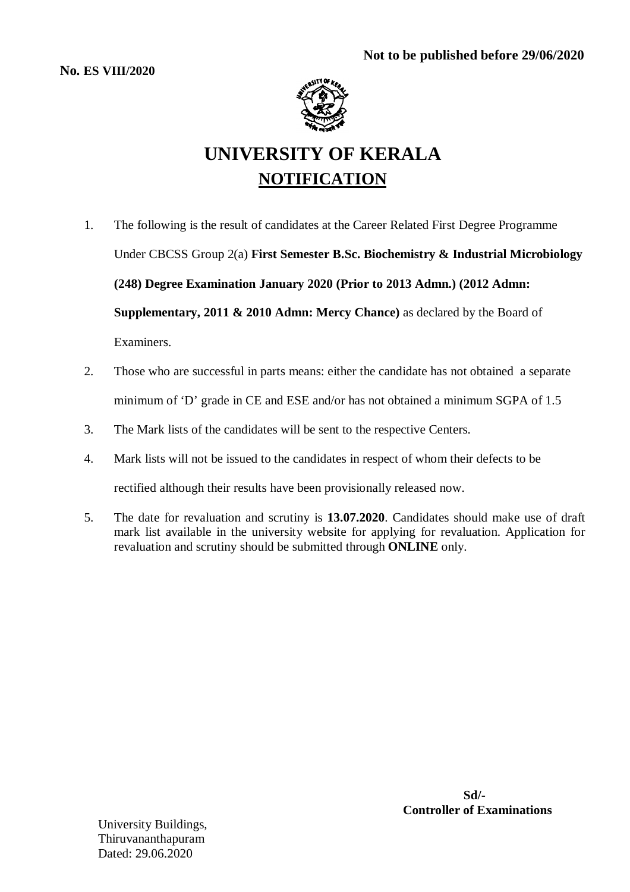**Not to be published before 29/06/2020**

**No. ES VIII/2020**

# UNIVERSITY OF KERALA

## NOTIFICATION

1. The following is the result of candidates at the Career Related First Degree Programme Under CBCSS Group 2(a) **First Semester B.Sc. Biochemistry & Industrial Microbiology (248) Degree Examination January 2020 (Prior to 2013 Admn.) (2012 Admn: Supplementary, 2011 & 2010 Admn: Mercy Chance)** as declared by the Board of Examiners.
2. Those who are successful in parts means: either the candidate has not obtained a separate minimum of 'D' grade in CE and ESE and/or has not obtained a minimum SGPA of 1.5
3. The Mark lists of the candidates will be sent to the respective Centers.
4. Mark lists will not be issued to the candidates in respect of whom their defects to be rectified although their results have been provisionally released now.
5. The date for revaluation and scrutiny is **13.07.2020**. Candidates should make use of draft mark list available in the university website for applying for revaluation. Application for revaluation and scrutiny should be submitted through **ONLINE** only.

**Sd/-**
**Controller of Examinations**

University Buildings,
Thiruvananthapuram
Dated: 29.06.2020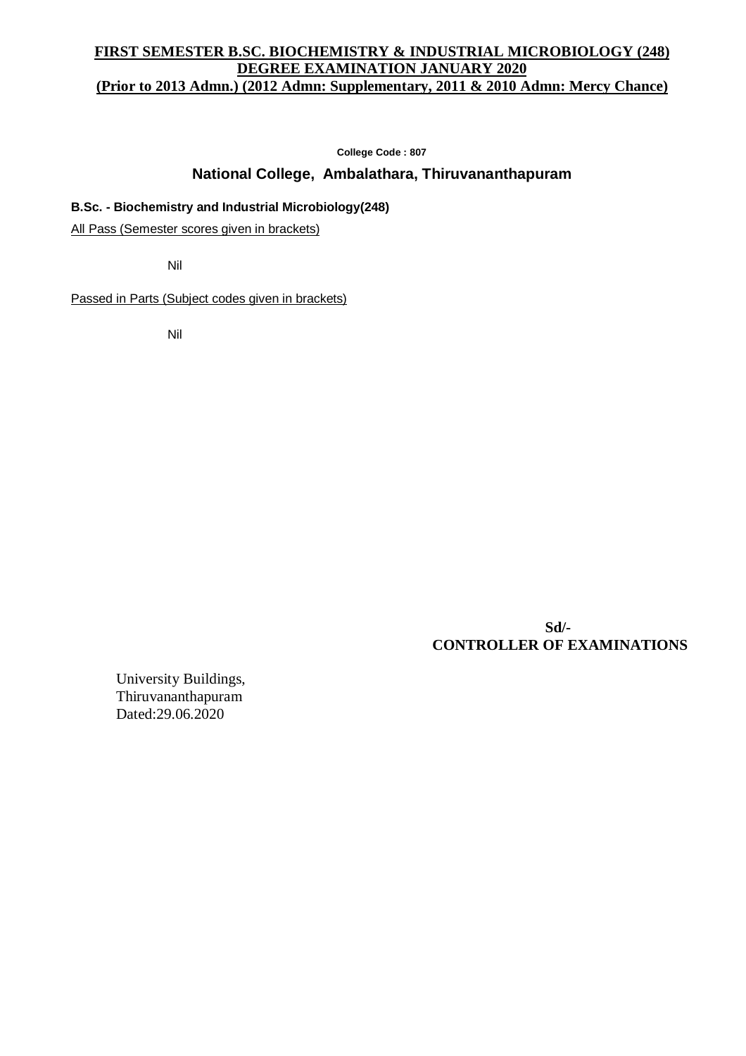**FIRST SEMESTER B.SC. BIOCHEMISTRY & INDUSTRIAL MICROBIOLOGY (248) DEGREE EXAMINATION JANUARY 2020**
**(Prior to 2013 Admn.) (2012 Admn: Supplementary, 2011 & 2010 Admn: Mercy Chance)**

**College Code : 807**

## National College, Ambalathara, Thiruvananthapuram

**B.Sc. - Biochemistry and Industrial Microbiology(248)**

All Pass (Semester scores given in brackets)

Nil

Passed in Parts (Subject codes given in brackets)

Nil

**Sd/-**
**CONTROLLER OF EXAMINATIONS**

University Buildings,
Thiruvananthapuram
Dated:29.06.2020